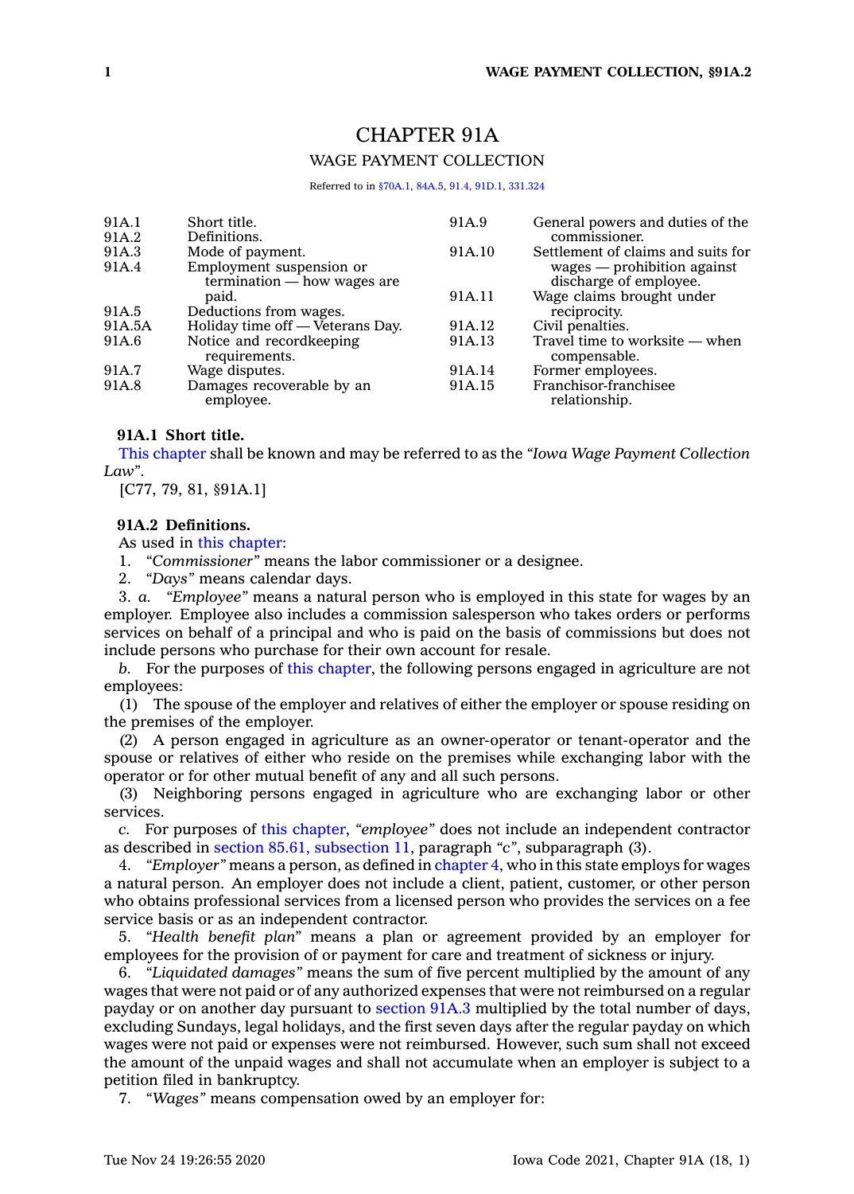# CHAPTER 91A

## WAGE PAYMENT COLLECTION

Referred to in §70A.1, 84A.5, 91.4, 91D.1, 331.324

| | | | |
|---|---|---|---|
| 91A.1 | Short title. | 91A.9 | General powers and duties of the commissioner. |
| 91A.2 | Definitions. | 91A.10 | Settlement of claims and suits for wages — prohibition against discharge of employee. |
| 91A.3 | Mode of payment. | 91A.11 | Wage claims brought under reciprocity. |
| 91A.4 | Employment suspension or termination — how wages are paid. | 91A.12 | Civil penalties. |
| 91A.5 | Deductions from wages. | 91A.13 | Travel time to worksite — when compensable. |
| 91A.5A | Holiday time off — Veterans Day. | 91A.14 | Former employees. |
| 91A.6 | Notice and recordkeeping requirements. | 91A.15 | Franchisor-franchisee relationship. |
| 91A.7 | Wage disputes. | | |
| 91A.8 | Damages recoverable by an employee. | | |

**91A.1 Short title.**

This chapter shall be known and may be referred to as the *"Iowa Wage Payment Collection Law"*.

[C77, 79, 81, §91A.1]

**91A.2 Definitions.**

As used in this chapter:

1. *"Commissioner"* means the labor commissioner or a designee.
2. *"Days"* means calendar days.
3. *a.* *"Employee"* means a natural person who is employed in this state for wages by an employer. Employee also includes a commission salesperson who takes orders or performs services on behalf of a principal and who is paid on the basis of commissions but does not include persons who purchase for their own account for resale.

*b.* For the purposes of this chapter, the following persons engaged in agriculture are not employees:

(1) The spouse of the employer and relatives of either the employer or spouse residing on the premises of the employer.

(2) A person engaged in agriculture as an owner-operator or tenant-operator and the spouse or relatives of either who reside on the premises while exchanging labor with the operator or for other mutual benefit of any and all such persons.

(3) Neighboring persons engaged in agriculture who are exchanging labor or other services.

*c.* For purposes of this chapter, *"employee"* does not include an independent contractor as described in section 85.61, subsection 11, paragraph "c", subparagraph (3).

4. *"Employer"* means a person, as defined in chapter 4, who in this state employs for wages a natural person. An employer does not include a client, patient, customer, or other person who obtains professional services from a licensed person who provides the services on a fee service basis or as an independent contractor.
5. *"Health benefit plan"* means a plan or agreement provided by an employer for employees for the provision of or payment for care and treatment of sickness or injury.
6. *"Liquidated damages"* means the sum of five percent multiplied by the amount of any wages that were not paid or of any authorized expenses that were not reimbursed on a regular payday or on another day pursuant to section 91A.3 multiplied by the total number of days, excluding Sundays, legal holidays, and the first seven days after the regular payday on which wages were not paid or expenses were not reimbursed. However, such sum shall not exceed the amount of the unpaid wages and shall not accumulate when an employer is subject to a petition filed in bankruptcy.
7. *"Wages"* means compensation owed by an employer for: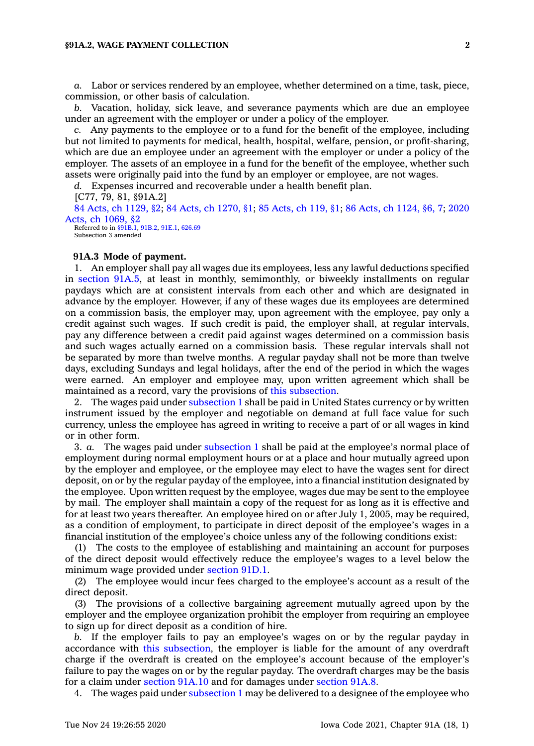*a.* Labor or services rendered by an employee, whether determined on a time, task, piece, commission, or other basis of calculation.

*b.* Vacation, holiday, sick leave, and severance payments which are due an employee under an agreement with the employer or under a policy of the employer.

*c.* Any payments to the employee or to a fund for the benefit of the employee, including but not limited to payments for medical, health, hospital, welfare, pension, or profit-sharing, which are due an employee under an agreement with the employer or under a policy of the employer. The assets of an employee in a fund for the benefit of the employee, whether such assets were originally paid into the fund by an employer or employee, are not wages.

*d.* Expenses incurred and recoverable under a health benefit plan.

[C77, 79, 81, §91A.2]

84 Acts, ch 1129, §2; 84 Acts, ch 1270, §1; 85 Acts, ch 119, §1; 86 Acts, ch 1124, §6, 7; 2020 Acts, ch 1069, §2

Referred to in §91B.1, 91B.2, 91E.1, 626.69
Subsection 3 amended

**91A.3 Mode of payment.**

1. An employer shall pay all wages due its employees, less any lawful deductions specified in section 91A.5, at least in monthly, semimonthly, or biweekly installments on regular paydays which are at consistent intervals from each other and which are designated in advance by the employer. However, if any of these wages due its employees are determined on a commission basis, the employer may, upon agreement with the employee, pay only a credit against such wages. If such credit is paid, the employer shall, at regular intervals, pay any difference between a credit paid against wages determined on a commission basis and such wages actually earned on a commission basis. These regular intervals shall not be separated by more than twelve months. A regular payday shall not be more than twelve days, excluding Sundays and legal holidays, after the end of the period in which the wages were earned. An employer and employee may, upon written agreement which shall be maintained as a record, vary the provisions of this subsection.

2. The wages paid under subsection 1 shall be paid in United States currency or by written instrument issued by the employer and negotiable on demand at full face value for such currency, unless the employee has agreed in writing to receive a part of or all wages in kind or in other form.

3. *a.* The wages paid under subsection 1 shall be paid at the employee's normal place of employment during normal employment hours or at a place and hour mutually agreed upon by the employer and employee, or the employee may elect to have the wages sent for direct deposit, on or by the regular payday of the employee, into a financial institution designated by the employee. Upon written request by the employee, wages due may be sent to the employee by mail. The employer shall maintain a copy of the request for as long as it is effective and for at least two years thereafter. An employee hired on or after July 1, 2005, may be required, as a condition of employment, to participate in direct deposit of the employee's wages in a financial institution of the employee's choice unless any of the following conditions exist:

(1) The costs to the employee of establishing and maintaining an account for purposes of the direct deposit would effectively reduce the employee's wages to a level below the minimum wage provided under section 91D.1.

(2) The employee would incur fees charged to the employee's account as a result of the direct deposit.

(3) The provisions of a collective bargaining agreement mutually agreed upon by the employer and the employee organization prohibit the employer from requiring an employee to sign up for direct deposit as a condition of hire.

*b.* If the employer fails to pay an employee's wages on or by the regular payday in accordance with this subsection, the employer is liable for the amount of any overdraft charge if the overdraft is created on the employee's account because of the employer's failure to pay the wages on or by the regular payday. The overdraft charges may be the basis for a claim under section 91A.10 and for damages under section 91A.8.

4. The wages paid under subsection 1 may be delivered to a designee of the employee who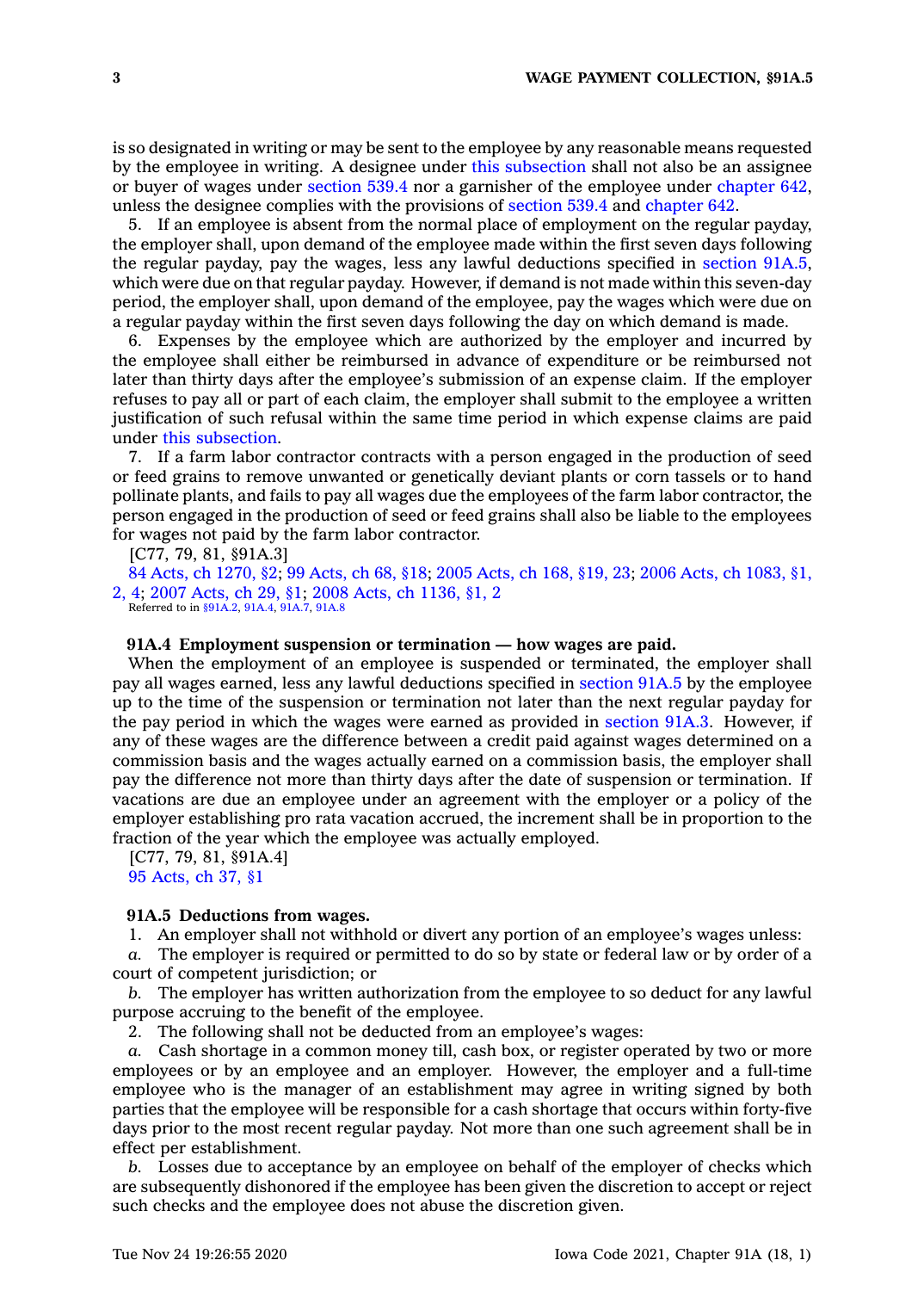is so designated in writing or may be sent to the employee by any reasonable means requested by the employee in writing. A designee under this subsection shall not also be an assignee or buyer of wages under section 539.4 nor a garnisher of the employee under chapter 642, unless the designee complies with the provisions of section 539.4 and chapter 642.

5. If an employee is absent from the normal place of employment on the regular payday, the employer shall, upon demand of the employee made within the first seven days following the regular payday, pay the wages, less any lawful deductions specified in section 91A.5, which were due on that regular payday. However, if demand is not made within this seven-day period, the employer shall, upon demand of the employee, pay the wages which were due on a regular payday within the first seven days following the day on which demand is made.

6. Expenses by the employee which are authorized by the employer and incurred by the employee shall either be reimbursed in advance of expenditure or be reimbursed not later than thirty days after the employee's submission of an expense claim. If the employer refuses to pay all or part of each claim, the employer shall submit to the employee a written justification of such refusal within the same time period in which expense claims are paid under this subsection.

7. If a farm labor contractor contracts with a person engaged in the production of seed or feed grains to remove unwanted or genetically deviant plants or corn tassels or to hand pollinate plants, and fails to pay all wages due the employees of the farm labor contractor, the person engaged in the production of seed or feed grains shall also be liable to the employees for wages not paid by the farm labor contractor.

[C77, 79, 81, §91A.3]

84 Acts, ch 1270, §2; 99 Acts, ch 68, §18; 2005 Acts, ch 168, §19, 23; 2006 Acts, ch 1083, §1, 2, 4; 2007 Acts, ch 29, §1; 2008 Acts, ch 1136, §1, 2

Referred to in §91A.2, 91A.4, 91A.7, 91A.8

**91A.4 Employment suspension or termination — how wages are paid.**

When the employment of an employee is suspended or terminated, the employer shall pay all wages earned, less any lawful deductions specified in section 91A.5 by the employee up to the time of the suspension or termination not later than the next regular payday for the pay period in which the wages were earned as provided in section 91A.3. However, if any of these wages are the difference between a credit paid against wages determined on a commission basis and the wages actually earned on a commission basis, the employer shall pay the difference not more than thirty days after the date of suspension or termination. If vacations are due an employee under an agreement with the employer or a policy of the employer establishing pro rata vacation accrued, the increment shall be in proportion to the fraction of the year which the employee was actually employed.

[C77, 79, 81, §91A.4]

95 Acts, ch 37, §1

**91A.5 Deductions from wages.**

1. An employer shall not withhold or divert any portion of an employee's wages unless:

*a.* The employer is required or permitted to do so by state or federal law or by order of a court of competent jurisdiction; or

*b.* The employer has written authorization from the employee to so deduct for any lawful purpose accruing to the benefit of the employee.

2. The following shall not be deducted from an employee's wages:

*a.* Cash shortage in a common money till, cash box, or register operated by two or more employees or by an employee and an employer. However, the employer and a full-time employee who is the manager of an establishment may agree in writing signed by both parties that the employee will be responsible for a cash shortage that occurs within forty-five days prior to the most recent regular payday. Not more than one such agreement shall be in effect per establishment.

*b.* Losses due to acceptance by an employee on behalf of the employer of checks which are subsequently dishonored if the employee has been given the discretion to accept or reject such checks and the employee does not abuse the discretion given.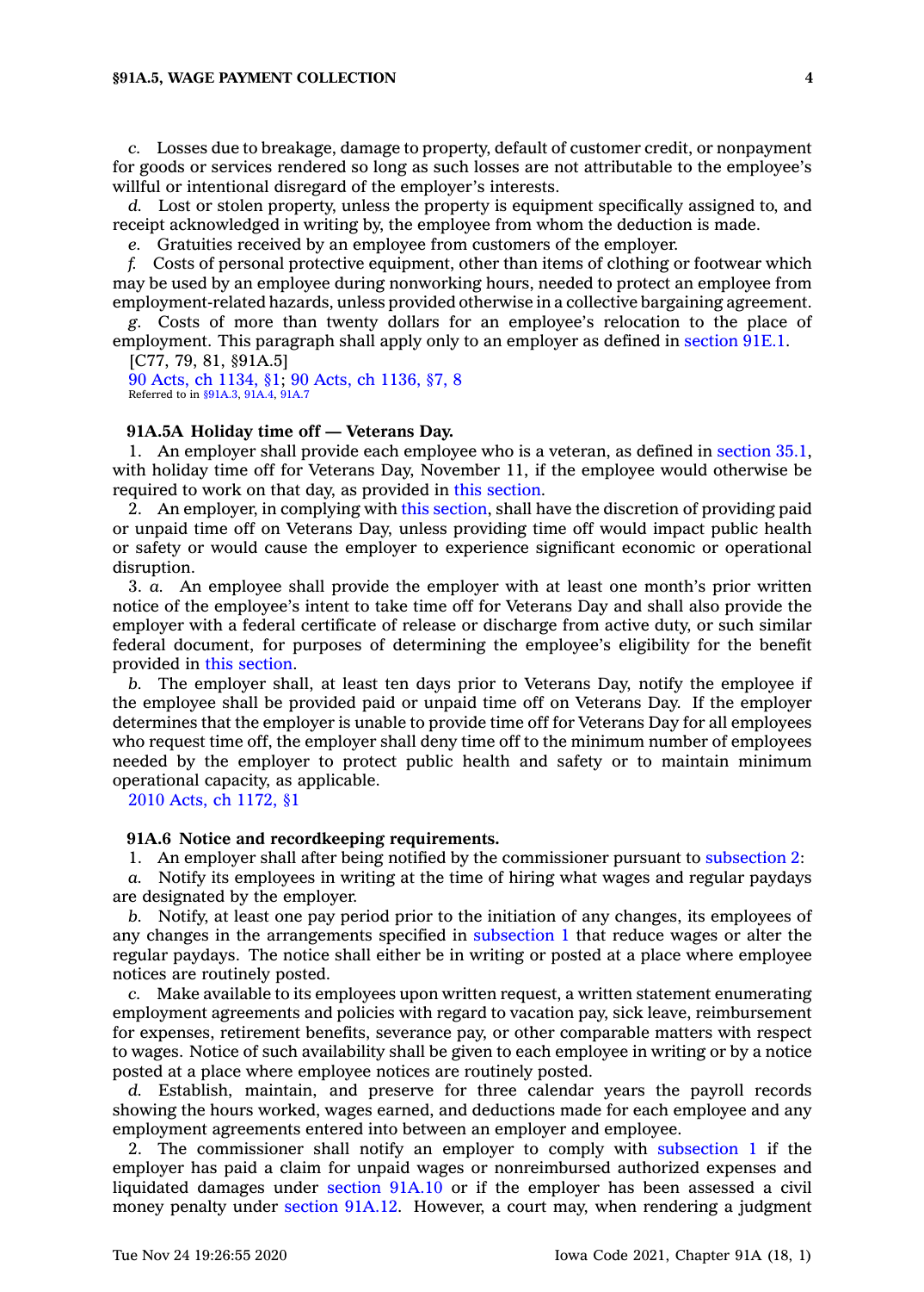*c.* Losses due to breakage, damage to property, default of customer credit, or nonpayment for goods or services rendered so long as such losses are not attributable to the employee's willful or intentional disregard of the employer's interests.

*d.* Lost or stolen property, unless the property is equipment specifically assigned to, and receipt acknowledged in writing by, the employee from whom the deduction is made.

*e.* Gratuities received by an employee from customers of the employer.

*f.* Costs of personal protective equipment, other than items of clothing or footwear which may be used by an employee during nonworking hours, needed to protect an employee from employment-related hazards, unless provided otherwise in a collective bargaining agreement.

*g.* Costs of more than twenty dollars for an employee's relocation to the place of employment. This paragraph shall apply only to an employer as defined in section 91E.1.

[C77, 79, 81, §91A.5]

90 Acts, ch 1134, §1; 90 Acts, ch 1136, §7, 8

Referred to in §91A.3, 91A.4, 91A.7

**91A.5A Holiday time off — Veterans Day.**

1. An employer shall provide each employee who is a veteran, as defined in section 35.1, with holiday time off for Veterans Day, November 11, if the employee would otherwise be required to work on that day, as provided in this section.

2. An employer, in complying with this section, shall have the discretion of providing paid or unpaid time off on Veterans Day, unless providing time off would impact public health or safety or would cause the employer to experience significant economic or operational disruption.

3. *a.* An employee shall provide the employer with at least one month's prior written notice of the employee's intent to take time off for Veterans Day and shall also provide the employer with a federal certificate of release or discharge from active duty, or such similar federal document, for purposes of determining the employee's eligibility for the benefit provided in this section.

*b.* The employer shall, at least ten days prior to Veterans Day, notify the employee if the employee shall be provided paid or unpaid time off on Veterans Day. If the employer determines that the employer is unable to provide time off for Veterans Day for all employees who request time off, the employer shall deny time off to the minimum number of employees needed by the employer to protect public health and safety or to maintain minimum operational capacity, as applicable.

2010 Acts, ch 1172, §1

**91A.6 Notice and recordkeeping requirements.**

1. An employer shall after being notified by the commissioner pursuant to subsection 2:

*a.* Notify its employees in writing at the time of hiring what wages and regular paydays are designated by the employer.

*b.* Notify, at least one pay period prior to the initiation of any changes, its employees of any changes in the arrangements specified in subsection 1 that reduce wages or alter the regular paydays. The notice shall either be in writing or posted at a place where employee notices are routinely posted.

*c.* Make available to its employees upon written request, a written statement enumerating employment agreements and policies with regard to vacation pay, sick leave, reimbursement for expenses, retirement benefits, severance pay, or other comparable matters with respect to wages. Notice of such availability shall be given to each employee in writing or by a notice posted at a place where employee notices are routinely posted.

*d.* Establish, maintain, and preserve for three calendar years the payroll records showing the hours worked, wages earned, and deductions made for each employee and any employment agreements entered into between an employer and employee.

2. The commissioner shall notify an employer to comply with subsection 1 if the employer has paid a claim for unpaid wages or nonreimbursed authorized expenses and liquidated damages under section 91A.10 or if the employer has been assessed a civil money penalty under section 91A.12. However, a court may, when rendering a judgment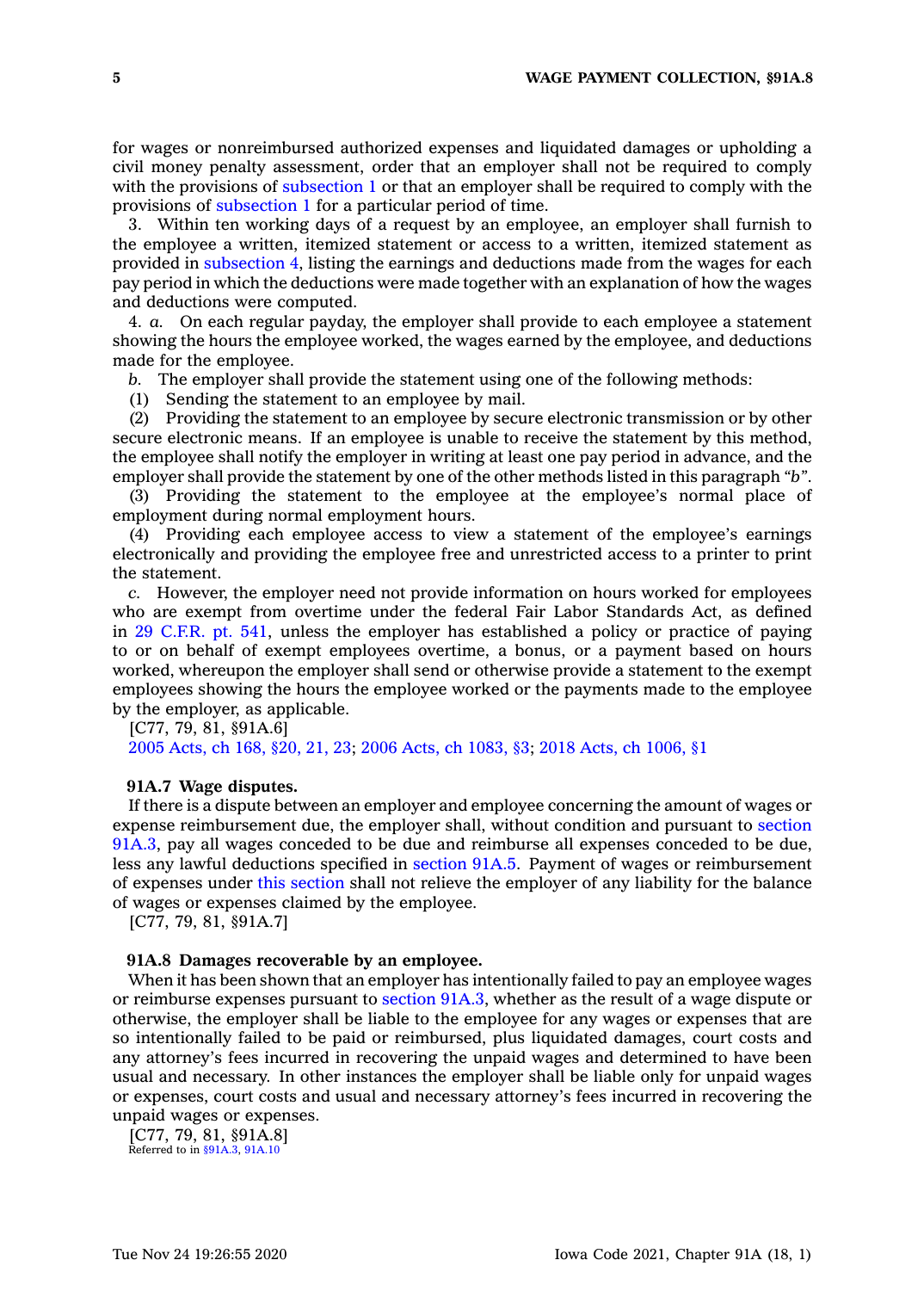for wages or nonreimbursed authorized expenses and liquidated damages or upholding a civil money penalty assessment, order that an employer shall not be required to comply with the provisions of subsection 1 or that an employer shall be required to comply with the provisions of subsection 1 for a particular period of time.

3. Within ten working days of a request by an employee, an employer shall furnish to the employee a written, itemized statement or access to a written, itemized statement as provided in subsection 4, listing the earnings and deductions made from the wages for each pay period in which the deductions were made together with an explanation of how the wages and deductions were computed.

4. *a.* On each regular payday, the employer shall provide to each employee a statement showing the hours the employee worked, the wages earned by the employee, and deductions made for the employee.

*b.* The employer shall provide the statement using one of the following methods:

(1) Sending the statement to an employee by mail.

(2) Providing the statement to an employee by secure electronic transmission or by other secure electronic means. If an employee is unable to receive the statement by this method, the employee shall notify the employer in writing at least one pay period in advance, and the employer shall provide the statement by one of the other methods listed in this paragraph *"b"*.

(3) Providing the statement to the employee at the employee's normal place of employment during normal employment hours.

(4) Providing each employee access to view a statement of the employee's earnings electronically and providing the employee free and unrestricted access to a printer to print the statement.

*c.* However, the employer need not provide information on hours worked for employees who are exempt from overtime under the federal Fair Labor Standards Act, as defined in 29 C.F.R. pt. 541, unless the employer has established a policy or practice of paying to or on behalf of exempt employees overtime, a bonus, or a payment based on hours worked, whereupon the employer shall send or otherwise provide a statement to the exempt employees showing the hours the employee worked or the payments made to the employee by the employer, as applicable.

[C77, 79, 81, §91A.6]

2005 Acts, ch 168, §20, 21, 23; 2006 Acts, ch 1083, §3; 2018 Acts, ch 1006, §1

**91A.7 Wage disputes.**

If there is a dispute between an employer and employee concerning the amount of wages or expense reimbursement due, the employer shall, without condition and pursuant to section 91A.3, pay all wages conceded to be due and reimburse all expenses conceded to be due, less any lawful deductions specified in section 91A.5. Payment of wages or reimbursement of expenses under this section shall not relieve the employer of any liability for the balance of wages or expenses claimed by the employee.

[C77, 79, 81, §91A.7]

**91A.8 Damages recoverable by an employee.**

When it has been shown that an employer has intentionally failed to pay an employee wages or reimburse expenses pursuant to section 91A.3, whether as the result of a wage dispute or otherwise, the employer shall be liable to the employee for any wages or expenses that are so intentionally failed to be paid or reimbursed, plus liquidated damages, court costs and any attorney's fees incurred in recovering the unpaid wages and determined to have been usual and necessary. In other instances the employer shall be liable only for unpaid wages or expenses, court costs and usual and necessary attorney's fees incurred in recovering the unpaid wages or expenses.

[C77, 79, 81, §91A.8]

Referred to in §91A.3, 91A.10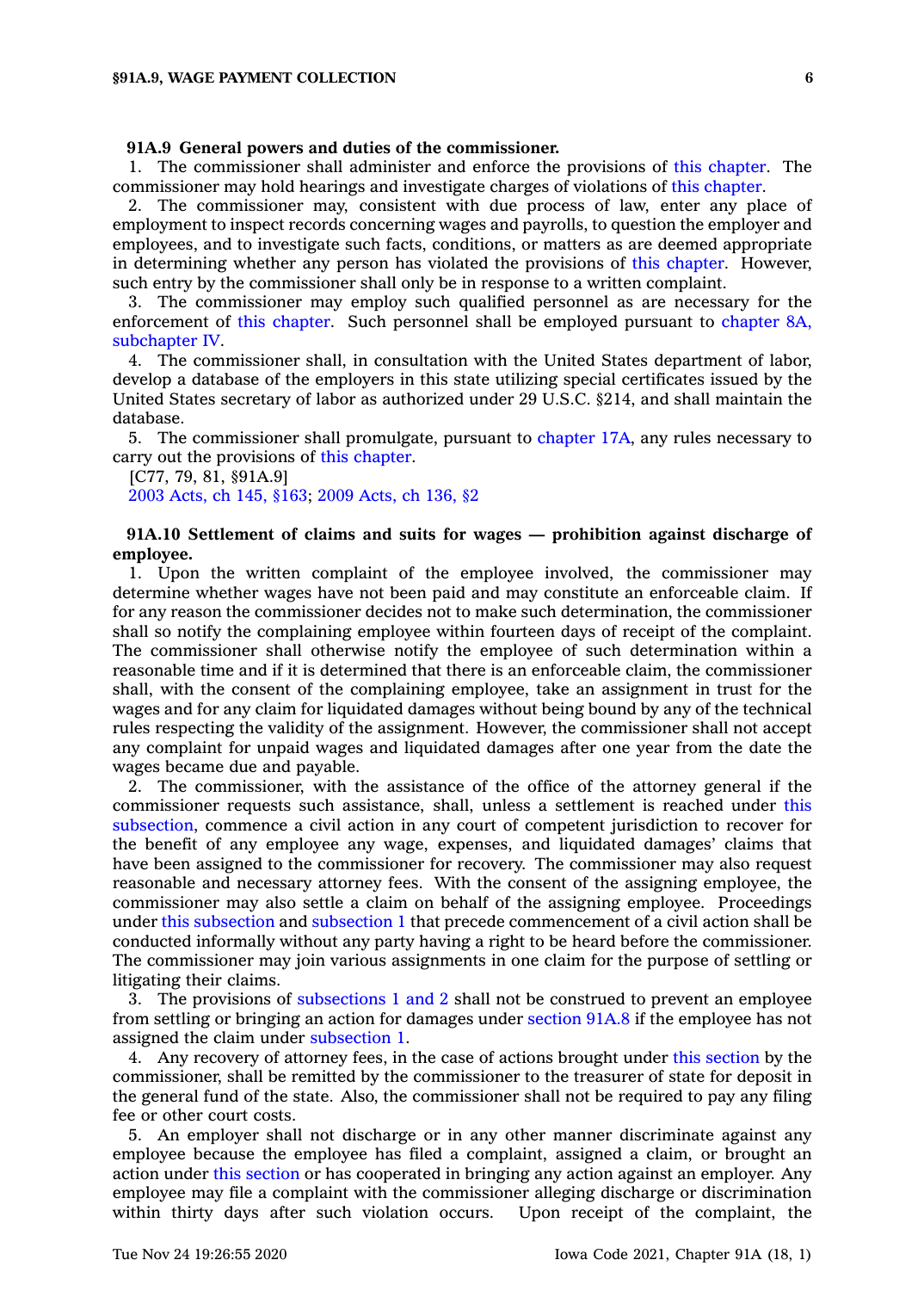**91A.9 General powers and duties of the commissioner.**

1. The commissioner shall administer and enforce the provisions of this chapter. The commissioner may hold hearings and investigate charges of violations of this chapter.

2. The commissioner may, consistent with due process of law, enter any place of employment to inspect records concerning wages and payrolls, to question the employer and employees, and to investigate such facts, conditions, or matters as are deemed appropriate in determining whether any person has violated the provisions of this chapter. However, such entry by the commissioner shall only be in response to a written complaint.

3. The commissioner may employ such qualified personnel as are necessary for the enforcement of this chapter. Such personnel shall be employed pursuant to chapter 8A, subchapter IV.

4. The commissioner shall, in consultation with the United States department of labor, develop a database of the employers in this state utilizing special certificates issued by the United States secretary of labor as authorized under 29 U.S.C. §214, and shall maintain the database.

5. The commissioner shall promulgate, pursuant to chapter 17A, any rules necessary to carry out the provisions of this chapter.

[C77, 79, 81, §91A.9]

2003 Acts, ch 145, §163; 2009 Acts, ch 136, §2

**91A.10 Settlement of claims and suits for wages — prohibition against discharge of employee.**

1. Upon the written complaint of the employee involved, the commissioner may determine whether wages have not been paid and may constitute an enforceable claim. If for any reason the commissioner decides not to make such determination, the commissioner shall so notify the complaining employee within fourteen days of receipt of the complaint. The commissioner shall otherwise notify the employee of such determination within a reasonable time and if it is determined that there is an enforceable claim, the commissioner shall, with the consent of the complaining employee, take an assignment in trust for the wages and for any claim for liquidated damages without being bound by any of the technical rules respecting the validity of the assignment. However, the commissioner shall not accept any complaint for unpaid wages and liquidated damages after one year from the date the wages became due and payable.

2. The commissioner, with the assistance of the office of the attorney general if the commissioner requests such assistance, shall, unless a settlement is reached under this subsection, commence a civil action in any court of competent jurisdiction to recover for the benefit of any employee any wage, expenses, and liquidated damages' claims that have been assigned to the commissioner for recovery. The commissioner may also request reasonable and necessary attorney fees. With the consent of the assigning employee, the commissioner may also settle a claim on behalf of the assigning employee. Proceedings under this subsection and subsection 1 that precede commencement of a civil action shall be conducted informally without any party having a right to be heard before the commissioner. The commissioner may join various assignments in one claim for the purpose of settling or litigating their claims.

3. The provisions of subsections 1 and 2 shall not be construed to prevent an employee from settling or bringing an action for damages under section 91A.8 if the employee has not assigned the claim under subsection 1.

4. Any recovery of attorney fees, in the case of actions brought under this section by the commissioner, shall be remitted by the commissioner to the treasurer of state for deposit in the general fund of the state. Also, the commissioner shall not be required to pay any filing fee or other court costs.

5. An employer shall not discharge or in any other manner discriminate against any employee because the employee has filed a complaint, assigned a claim, or brought an action under this section or has cooperated in bringing any action against an employer. Any employee may file a complaint with the commissioner alleging discharge or discrimination within thirty days after such violation occurs. Upon receipt of the complaint, the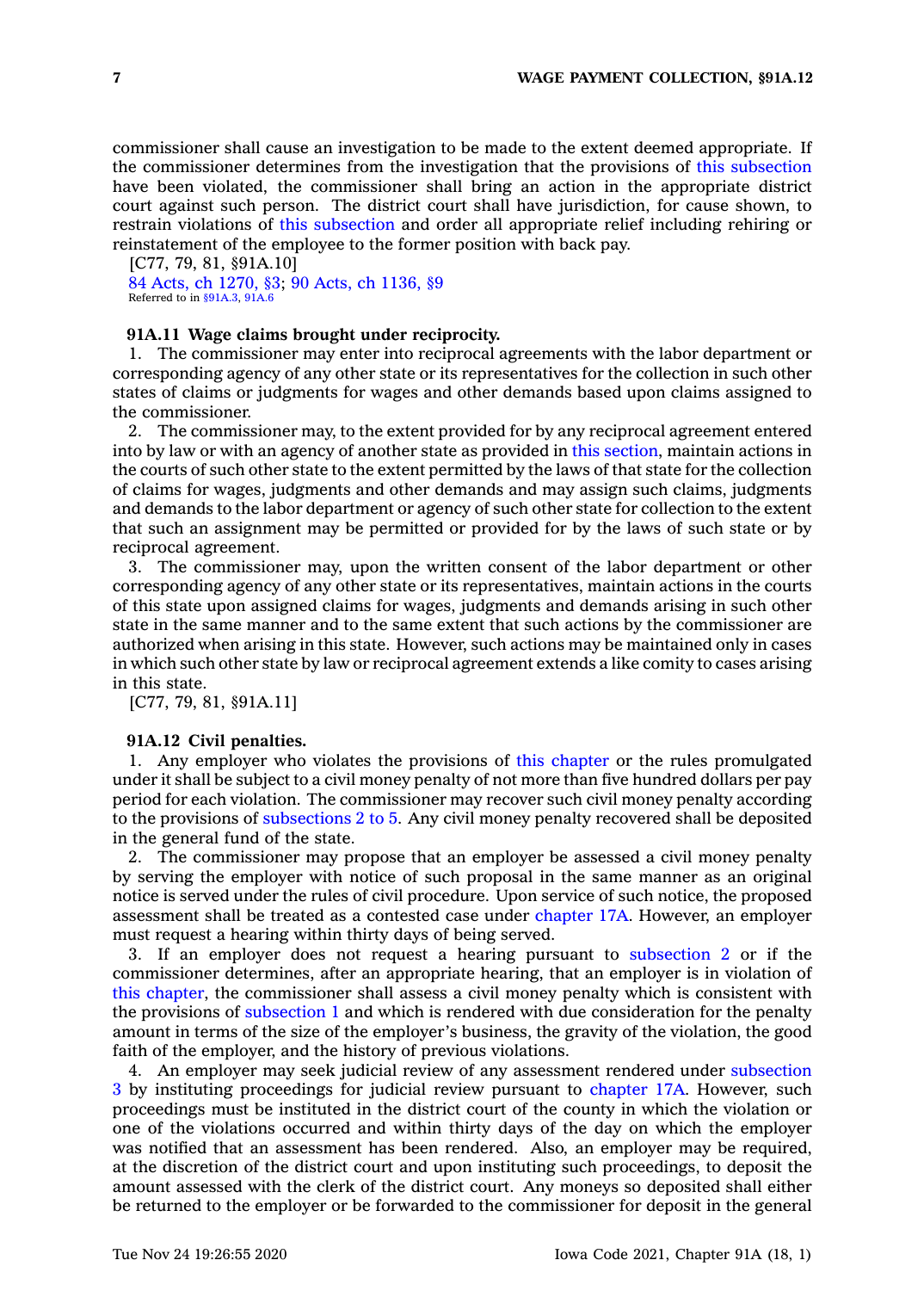commissioner shall cause an investigation to be made to the extent deemed appropriate. If the commissioner determines from the investigation that the provisions of this subsection have been violated, the commissioner shall bring an action in the appropriate district court against such person. The district court shall have jurisdiction, for cause shown, to restrain violations of this subsection and order all appropriate relief including rehiring or reinstatement of the employee to the former position with back pay.

[C77, 79, 81, §91A.10]

84 Acts, ch 1270, §3; 90 Acts, ch 1136, §9

Referred to in §91A.3, 91A.6

**91A.11 Wage claims brought under reciprocity.**

1. The commissioner may enter into reciprocal agreements with the labor department or corresponding agency of any other state or its representatives for the collection in such other states of claims or judgments for wages and other demands based upon claims assigned to the commissioner.

2. The commissioner may, to the extent provided for by any reciprocal agreement entered into by law or with an agency of another state as provided in this section, maintain actions in the courts of such other state to the extent permitted by the laws of that state for the collection of claims for wages, judgments and other demands and may assign such claims, judgments and demands to the labor department or agency of such other state for collection to the extent that such an assignment may be permitted or provided for by the laws of such state or by reciprocal agreement.

3. The commissioner may, upon the written consent of the labor department or other corresponding agency of any other state or its representatives, maintain actions in the courts of this state upon assigned claims for wages, judgments and demands arising in such other state in the same manner and to the same extent that such actions by the commissioner are authorized when arising in this state. However, such actions may be maintained only in cases in which such other state by law or reciprocal agreement extends a like comity to cases arising in this state.

[C77, 79, 81, §91A.11]

**91A.12 Civil penalties.**

1. Any employer who violates the provisions of this chapter or the rules promulgated under it shall be subject to a civil money penalty of not more than five hundred dollars per pay period for each violation. The commissioner may recover such civil money penalty according to the provisions of subsections 2 to 5. Any civil money penalty recovered shall be deposited in the general fund of the state.

2. The commissioner may propose that an employer be assessed a civil money penalty by serving the employer with notice of such proposal in the same manner as an original notice is served under the rules of civil procedure. Upon service of such notice, the proposed assessment shall be treated as a contested case under chapter 17A. However, an employer must request a hearing within thirty days of being served.

3. If an employer does not request a hearing pursuant to subsection 2 or if the commissioner determines, after an appropriate hearing, that an employer is in violation of this chapter, the commissioner shall assess a civil money penalty which is consistent with the provisions of subsection 1 and which is rendered with due consideration for the penalty amount in terms of the size of the employer's business, the gravity of the violation, the good faith of the employer, and the history of previous violations.

4. An employer may seek judicial review of any assessment rendered under subsection 3 by instituting proceedings for judicial review pursuant to chapter 17A. However, such proceedings must be instituted in the district court of the county in which the violation or one of the violations occurred and within thirty days of the day on which the employer was notified that an assessment has been rendered. Also, an employer may be required, at the discretion of the district court and upon instituting such proceedings, to deposit the amount assessed with the clerk of the district court. Any moneys so deposited shall either be returned to the employer or be forwarded to the commissioner for deposit in the general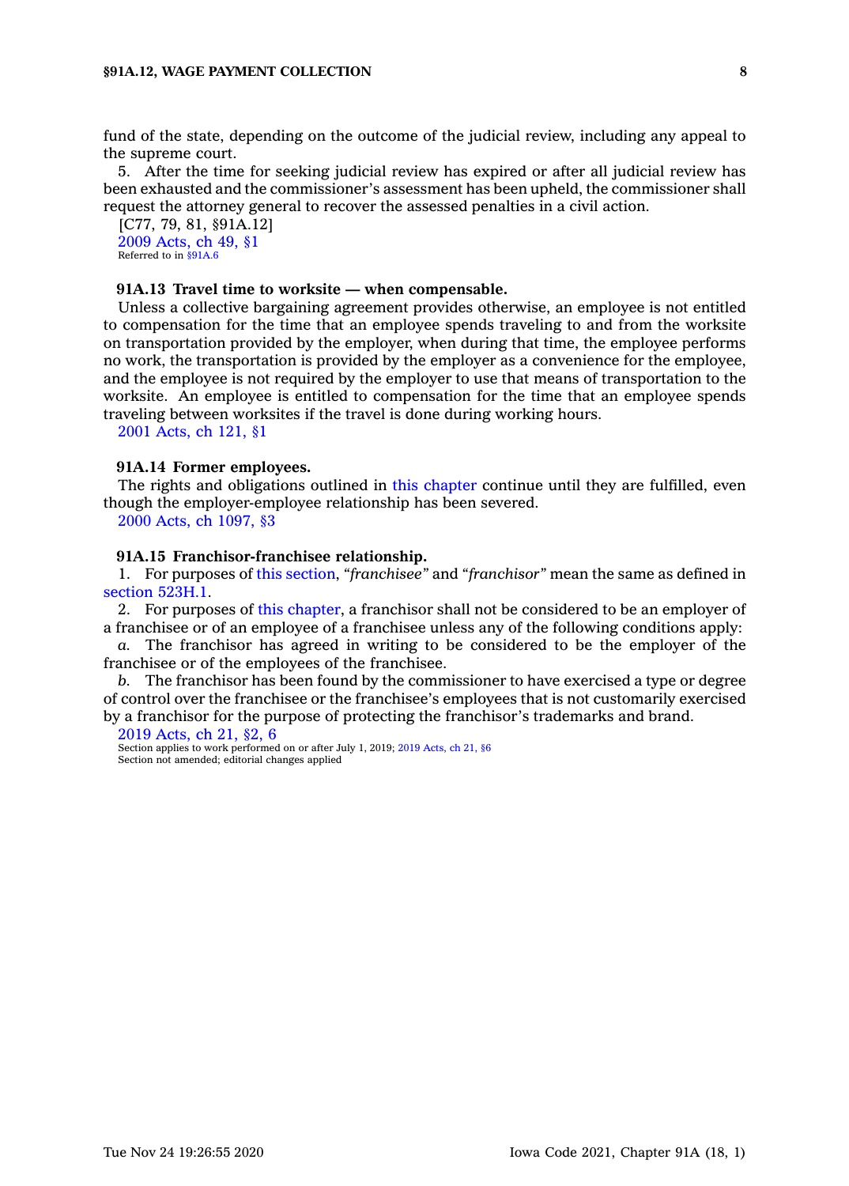fund of the state, depending on the outcome of the judicial review, including any appeal to the supreme court.

5. After the time for seeking judicial review has expired or after all judicial review has been exhausted and the commissioner's assessment has been upheld, the commissioner shall request the attorney general to recover the assessed penalties in a civil action.

[C77, 79, 81, §91A.12]
2009 Acts, ch 49, §1
Referred to in §91A.6

**91A.13 Travel time to worksite — when compensable.**

Unless a collective bargaining agreement provides otherwise, an employee is not entitled to compensation for the time that an employee spends traveling to and from the worksite on transportation provided by the employer, when during that time, the employee performs no work, the transportation is provided by the employer as a convenience for the employee, and the employee is not required by the employer to use that means of transportation to the worksite. An employee is entitled to compensation for the time that an employee spends traveling between worksites if the travel is done during working hours.

2001 Acts, ch 121, §1

**91A.14 Former employees.**

The rights and obligations outlined in this chapter continue until they are fulfilled, even though the employer-employee relationship has been severed.

2000 Acts, ch 1097, §3

**91A.15 Franchisor-franchisee relationship.**

1. For purposes of this section, "*franchisee*" and "*franchisor*" mean the same as defined in section 523H.1.

2. For purposes of this chapter, a franchisor shall not be considered to be an employer of a franchisee or of an employee of a franchisee unless any of the following conditions apply:

*a.* The franchisor has agreed in writing to be considered to be the employer of the franchisee or of the employees of the franchisee.

*b.* The franchisor has been found by the commissioner to have exercised a type or degree of control over the franchisee or the franchisee's employees that is not customarily exercised by a franchisor for the purpose of protecting the franchisor's trademarks and brand.

2019 Acts, ch 21, §2, 6
Section applies to work performed on or after July 1, 2019; 2019 Acts, ch 21, §6
Section not amended; editorial changes applied